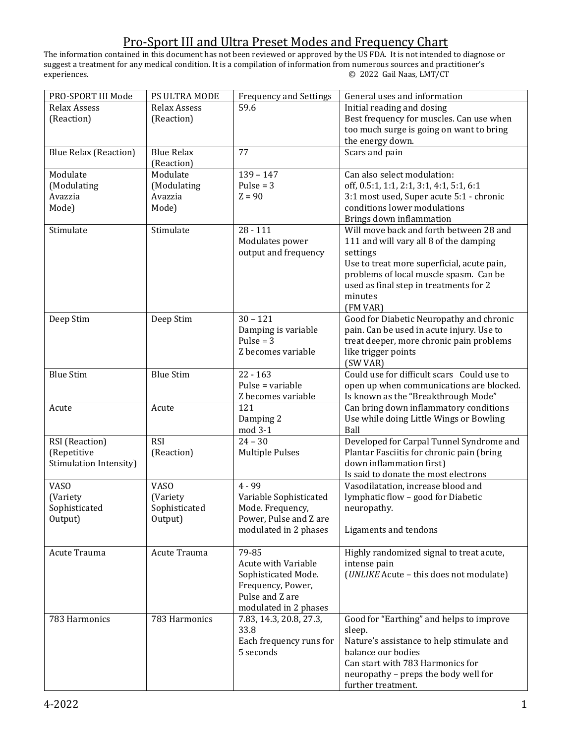# Pro-Sport III and Ultra Preset Modes and Frequency Chart

The information contained in this document has not been reviewed or approved by the US FDA. It is not intended to diagnose or suggest a treatment for any medical condition. It is a compilation of information from numerous sources and practitioner's experiences. © 2022 Gail Naas, LMT/CT

| PRO-SPORT III Mode | PS ULTRA MODE | Frequency and Settings | General uses and information |
|---|---|---|---|
| Relax Assess (Reaction) | Relax Assess (Reaction) | 59.6 | Initial reading and dosing<br>Best frequency for muscles. Can use when too much surge is going on want to bring the energy down. |
| Blue Relax (Reaction) | Blue Relax (Reaction) | 77 | Scars and pain |
| Modulate (Modulating Avazzia Mode) | Modulate (Modulating Avazzia Mode) | 139 – 147<br>Pulse = 3<br>Z = 90 | Can also select modulation:<br>off, 0.5:1, 1:1, 2:1, 3:1, 4:1, 5:1, 6:1<br>3:1 most used, Super acute 5:1 - chronic conditions lower modulations<br>Brings down inflammation |
| Stimulate | Stimulate | 28 - 111<br>Modulates power output and frequency | Will move back and forth between 28 and 111 and will vary all 8 of the damping settings<br>Use to treat more superficial, acute pain, problems of local muscle spasm. Can be used as final step in treatments for 2 minutes<br>(FM VAR) |
| Deep Stim | Deep Stim | 30 – 121<br>Damping is variable<br>Pulse = 3<br>Z becomes variable | Good for Diabetic Neuropathy and chronic pain. Can be used in acute injury. Use to treat deeper, more chronic pain problems like trigger points<br>(SW VAR) |
| Blue Stim | Blue Stim | 22 - 163<br>Pulse = variable<br>Z becomes variable | Could use for difficult scars Could use to open up when communications are blocked. Is known as the "Breakthrough Mode" |
| Acute | Acute | 121<br>Damping 2<br>mod 3-1 | Can bring down inflammatory conditions<br>Use while doing Little Wings or Bowling Ball |
| RSI (Reaction) (Repetitive Stimulation Intensity) | RSI (Reaction) | 24 – 30<br>Multiple Pulses | Developed for Carpal Tunnel Syndrome and Plantar Fasciitis for chronic pain (bring down inflammation first)<br>Is said to donate the most electrons |
| VASO (Variety Sophisticated Output) | VASO (Variety Sophisticated Output) | 4 - 99<br>Variable Sophisticated Mode. Frequency, Power, Pulse and Z are modulated in 2 phases | Vasodilatation, increase blood and lymphatic flow – good for Diabetic neuropathy.<br><br>Ligaments and tendons |
| Acute Trauma | Acute Trauma | 79-85<br>Acute with Variable Sophisticated Mode. Frequency, Power, Pulse and Z are modulated in 2 phases | Highly randomized signal to treat acute, intense pain<br>(*UNLIKE* Acute – this does not modulate) |
| 783 Harmonics | 783 Harmonics | 7.83, 14.3, 20.8, 27.3, 33.8<br>Each frequency runs for 5 seconds | Good for "Earthing" and helps to improve sleep.<br>Nature's assistance to help stimulate and balance our bodies<br>Can start with 783 Harmonics for neuropathy – preps the body well for further treatment. |

4-2022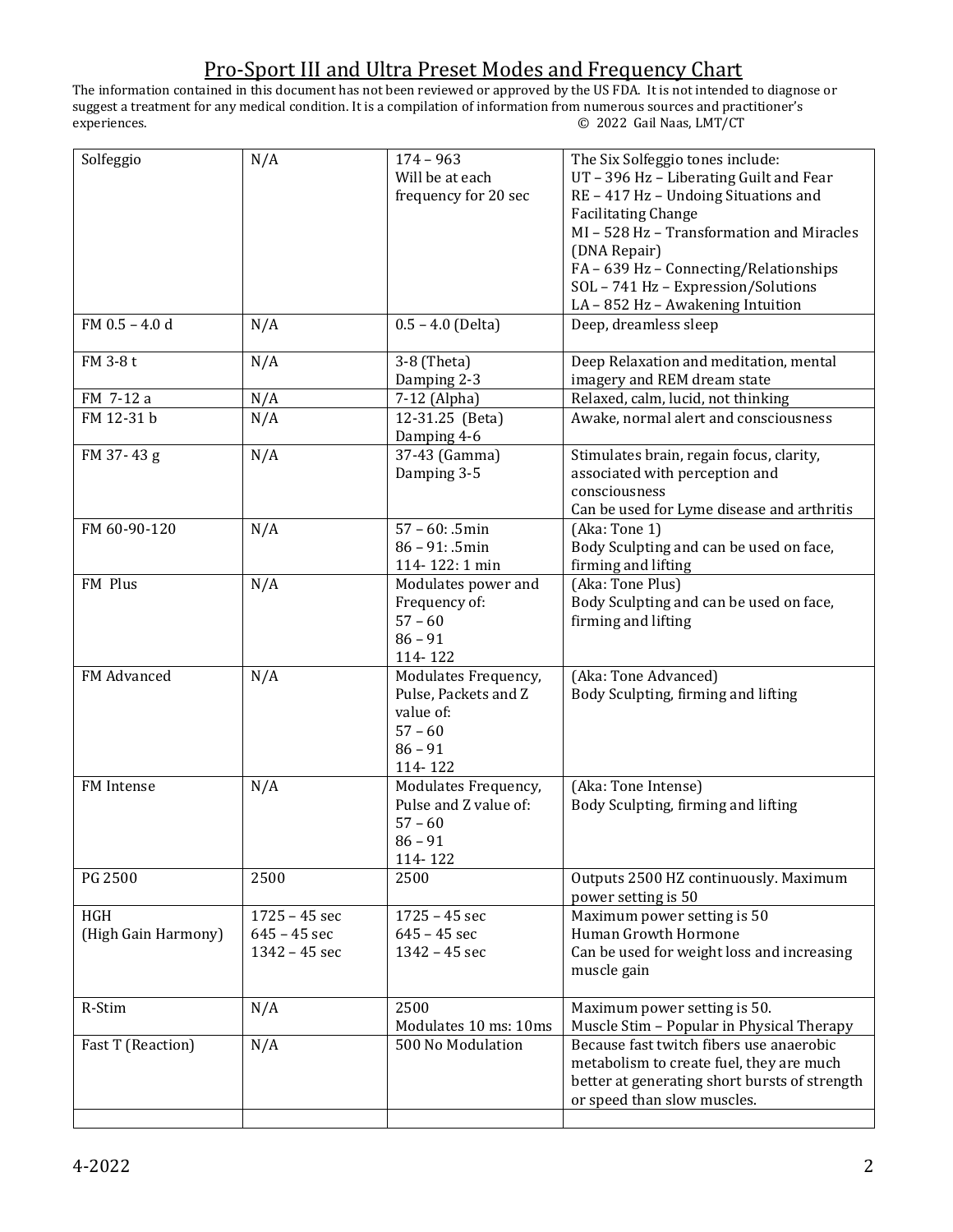# Pro-Sport III and Ultra Preset Modes and Frequency Chart

The information contained in this document has not been reviewed or approved by the US FDA. It is not intended to diagnose or suggest a treatment for any medical condition. It is a compilation of information from numerous sources and practitioner's experiences. © 2022 Gail Naas, LMT/CT

| | | | |
|---|---|---|---|
| Solfeggio | N/A | 174 – 963<br>Will be at each frequency for 20 sec | The Six Solfeggio tones include:<br>UT – 396 Hz – Liberating Guilt and Fear<br>RE – 417 Hz – Undoing Situations and Facilitating Change<br>MI – 528 Hz – Transformation and Miracles (DNA Repair)<br>FA – 639 Hz – Connecting/Relationships<br>SOL – 741 Hz – Expression/Solutions<br>LA – 852 Hz – Awakening Intuition |
| FM 0.5 – 4.0 d | N/A | 0.5 – 4.0 (Delta) | Deep, dreamless sleep |
| FM 3-8 t | N/A | 3-8 (Theta)<br>Damping 2-3 | Deep Relaxation and meditation, mental imagery and REM dream state |
| FM 7-12 a | N/A | 7-12 (Alpha) | Relaxed, calm, lucid, not thinking |
| FM 12-31 b | N/A | 12-31.25 (Beta)<br>Damping 4-6 | Awake, normal alert and consciousness |
| FM 37- 43 g | N/A | 37-43 (Gamma)<br>Damping 3-5 | Stimulates brain, regain focus, clarity, associated with perception and consciousness<br>Can be used for Lyme disease and arthritis |
| FM 60-90-120 | N/A | 57 – 60: .5min<br>86 – 91: .5min<br>114- 122: 1 min | (Aka: Tone 1)<br>Body Sculpting and can be used on face, firming and lifting |
| FM Plus | N/A | Modulates power and Frequency of:<br>57 – 60<br>86 – 91<br>114- 122 | (Aka: Tone Plus)<br>Body Sculpting and can be used on face, firming and lifting |
| FM Advanced | N/A | Modulates Frequency, Pulse, Packets and Z value of:<br>57 – 60<br>86 – 91<br>114- 122 | (Aka: Tone Advanced)<br>Body Sculpting, firming and lifting |
| FM Intense | N/A | Modulates Frequency, Pulse and Z value of:<br>57 – 60<br>86 – 91<br>114- 122 | (Aka: Tone Intense)<br>Body Sculpting, firming and lifting |
| PG 2500 | 2500 | 2500 | Outputs 2500 HZ continuously. Maximum power setting is 50 |
| HGH<br>(High Gain Harmony) | 1725 – 45 sec<br>645 – 45 sec<br>1342 – 45 sec | 1725 – 45 sec<br>645 – 45 sec<br>1342 – 45 sec | Maximum power setting is 50<br>Human Growth Hormone<br>Can be used for weight loss and increasing muscle gain |
| R-Stim | N/A | 2500<br>Modulates 10 ms: 10ms | Maximum power setting is 50.<br>Muscle Stim – Popular in Physical Therapy |
| Fast T (Reaction) | N/A | 500 No Modulation | Because fast twitch fibers use anaerobic metabolism to create fuel, they are much better at generating short bursts of strength or speed than slow muscles. |
| | | | |

4-2022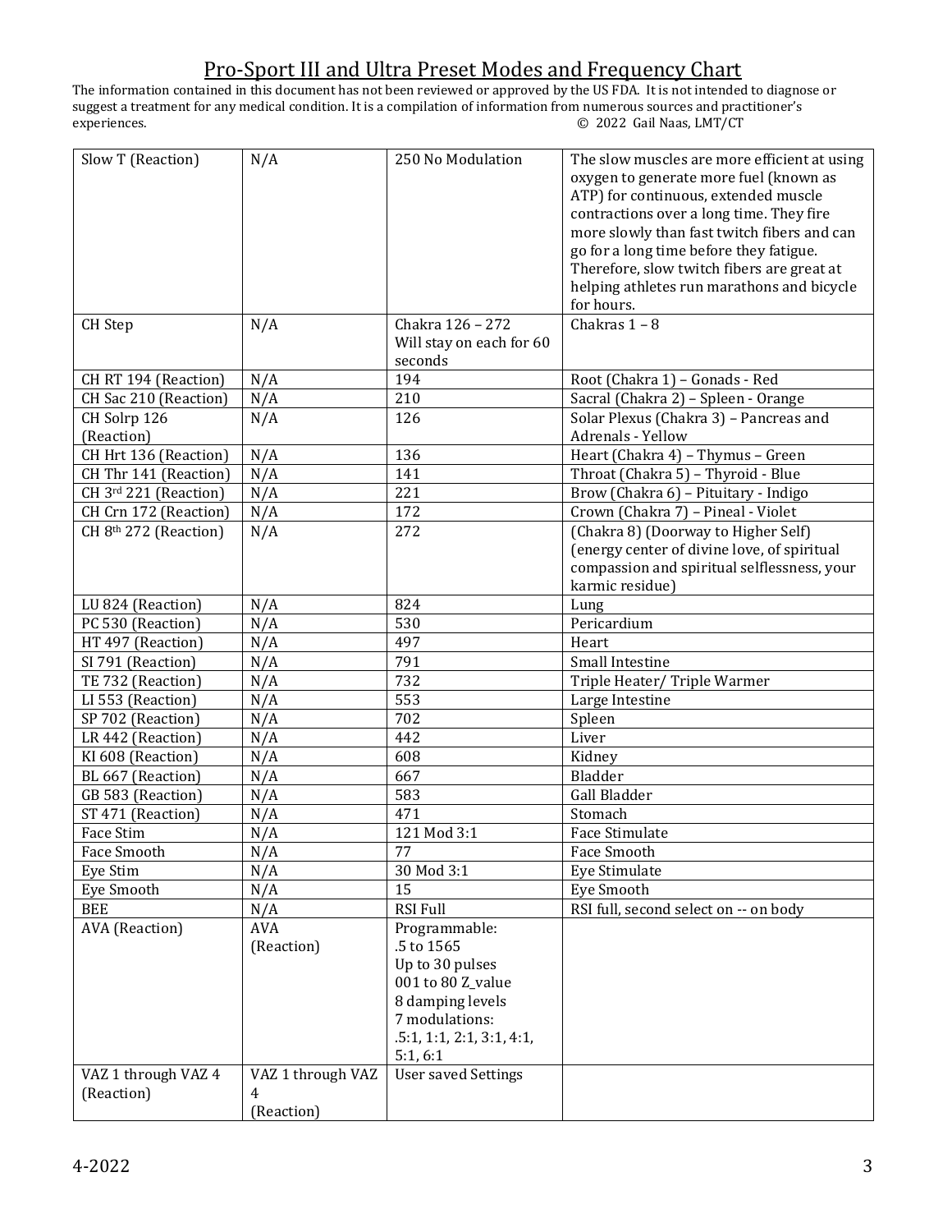# Pro-Sport III and Ultra Preset Modes and Frequency Chart

The information contained in this document has not been reviewed or approved by the US FDA. It is not intended to diagnose or suggest a treatment for any medical condition. It is a compilation of information from numerous sources and practitioner's experiences. © 2022 Gail Naas, LMT/CT

| | | | |
|---|---|---|---|
| Slow T (Reaction) | N/A | 250 No Modulation | The slow muscles are more efficient at using oxygen to generate more fuel (known as ATP) for continuous, extended muscle contractions over a long time. They fire more slowly than fast twitch fibers and can go for a long time before they fatigue. Therefore, slow twitch fibers are great at helping athletes run marathons and bicycle for hours. |
| CH Step | N/A | Chakra 126 – 272 Will stay on each for 60 seconds | Chakras 1 – 8 |
| CH RT 194 (Reaction) | N/A | 194 | Root (Chakra 1) – Gonads - Red |
| CH Sac 210 (Reaction) | N/A | 210 | Sacral (Chakra 2) – Spleen - Orange |
| CH Solrp 126 (Reaction) | N/A | 126 | Solar Plexus (Chakra 3) – Pancreas and Adrenals - Yellow |
| CH Hrt 136 (Reaction) | N/A | 136 | Heart (Chakra 4) – Thymus – Green |
| CH Thr 141 (Reaction) | N/A | 141 | Throat (Chakra 5) – Thyroid - Blue |
| CH 3rd 221 (Reaction) | N/A | 221 | Brow (Chakra 6) – Pituitary - Indigo |
| CH Crn 172 (Reaction) | N/A | 172 | Crown (Chakra 7) – Pineal - Violet |
| CH 8th 272 (Reaction) | N/A | 272 | (Chakra 8) (Doorway to Higher Self) (energy center of divine love, of spiritual compassion and spiritual selflessness, your karmic residue) |
| LU 824 (Reaction) | N/A | 824 | Lung |
| PC 530 (Reaction) | N/A | 530 | Pericardium |
| HT 497 (Reaction) | N/A | 497 | Heart |
| SI 791 (Reaction) | N/A | 791 | Small Intestine |
| TE 732 (Reaction) | N/A | 732 | Triple Heater/ Triple Warmer |
| LI 553 (Reaction) | N/A | 553 | Large Intestine |
| SP 702 (Reaction) | N/A | 702 | Spleen |
| LR 442 (Reaction) | N/A | 442 | Liver |
| KI 608 (Reaction) | N/A | 608 | Kidney |
| BL 667 (Reaction) | N/A | 667 | Bladder |
| GB 583 (Reaction) | N/A | 583 | Gall Bladder |
| ST 471 (Reaction) | N/A | 471 | Stomach |
| Face Stim | N/A | 121 Mod 3:1 | Face Stimulate |
| Face Smooth | N/A | 77 | Face Smooth |
| Eye Stim | N/A | 30 Mod 3:1 | Eye Stimulate |
| Eye Smooth | N/A | 15 | Eye Smooth |
| BEE | N/A | RSI Full | RSI full, second select on -- on body |
| AVA (Reaction) | AVA (Reaction) | Programmable: .5 to 1565 Up to 30 pulses 001 to 80 Z_value 8 damping levels 7 modulations: .5:1, 1:1, 2:1, 3:1, 4:1, 5:1, 6:1 | |
| VAZ 1 through VAZ 4 (Reaction) | VAZ 1 through VAZ 4 (Reaction) | User saved Settings | |

4-2022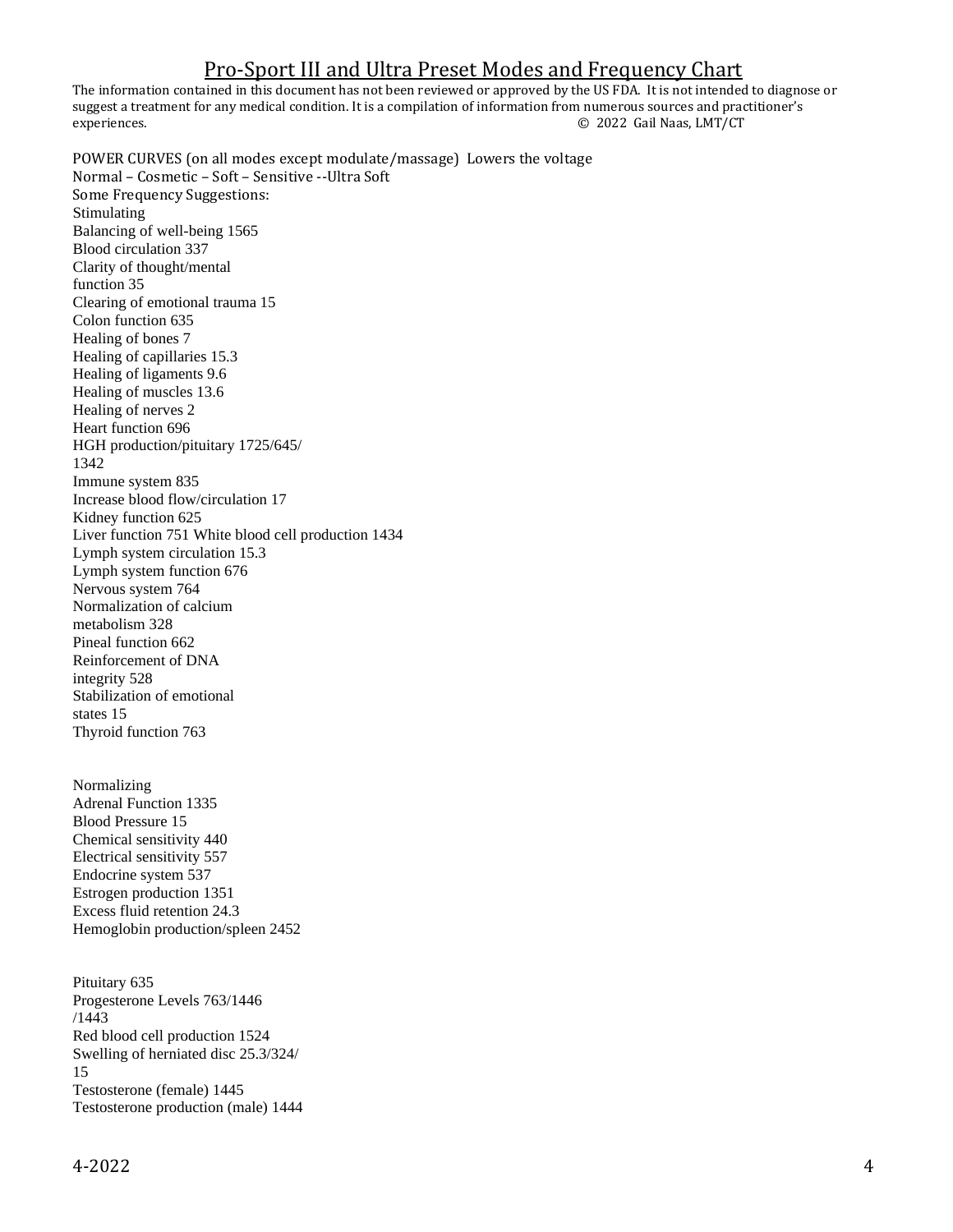## Pro-Sport III and Ultra Preset Modes and Frequency Chart

The information contained in this document has not been reviewed or approved by the US FDA. It is not intended to diagnose or suggest a treatment for any medical condition. It is a compilation of information from numerous sources and practitioner's experiences. © 2022 Gail Naas, LMT/CT

POWER CURVES (on all modes except modulate/massage) Lowers the voltage
Normal – Cosmetic – Soft – Sensitive --Ultra Soft
Some Frequency Suggestions:

Stimulating

Balancing of well-being 1565
Blood circulation 337
Clarity of thought/mental function 35
Clearing of emotional trauma 15
Colon function 635
Healing of bones 7
Healing of capillaries 15.3
Healing of ligaments 9.6
Healing of muscles 13.6
Healing of nerves 2
Heart function 696
HGH production/pituitary 1725/645/1342
Immune system 835
Increase blood flow/circulation 17
Kidney function 625
Liver function 751 White blood cell production 1434
Lymph system circulation 15.3
Lymph system function 676
Nervous system 764
Normalization of calcium metabolism 328
Pineal function 662
Reinforcement of DNA integrity 528
Stabilization of emotional states 15
Thyroid function 763

Normalizing

Adrenal Function 1335
Blood Pressure 15
Chemical sensitivity 440
Electrical sensitivity 557
Endocrine system 537
Estrogen production 1351
Excess fluid retention 24.3
Hemoglobin production/spleen 2452

Pituitary 635
Progesterone Levels 763/1446/1443
Red blood cell production 1524
Swelling of herniated disc 25.3/324/15
Testosterone (female) 1445
Testosterone production (male) 1444

4-2022